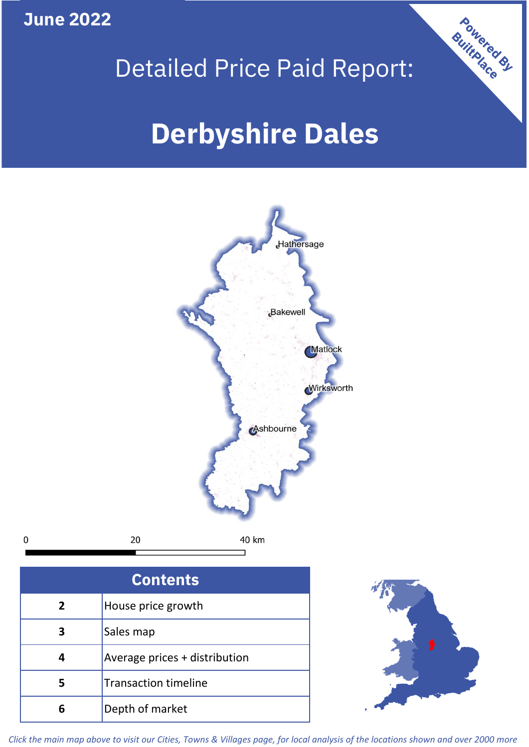June 2022

# Detailed Price Paid Report:

# Derbyshire Dales

Powered By BuiltPlace

Hathersage

Bakewell

Matlock

Wirksworth

Ashbourne

0 20 40 km

| Contents | |
|---|---|
| 2 | House price growth |
| 3 | Sales map |
| 4 | Average prices + distribution |
| 5 | Transaction timeline |
| 6 | Depth of market |

*Click the main map above to visit our Cities, Towns & Villages page, for local analysis of the locations shown and over 2000 more*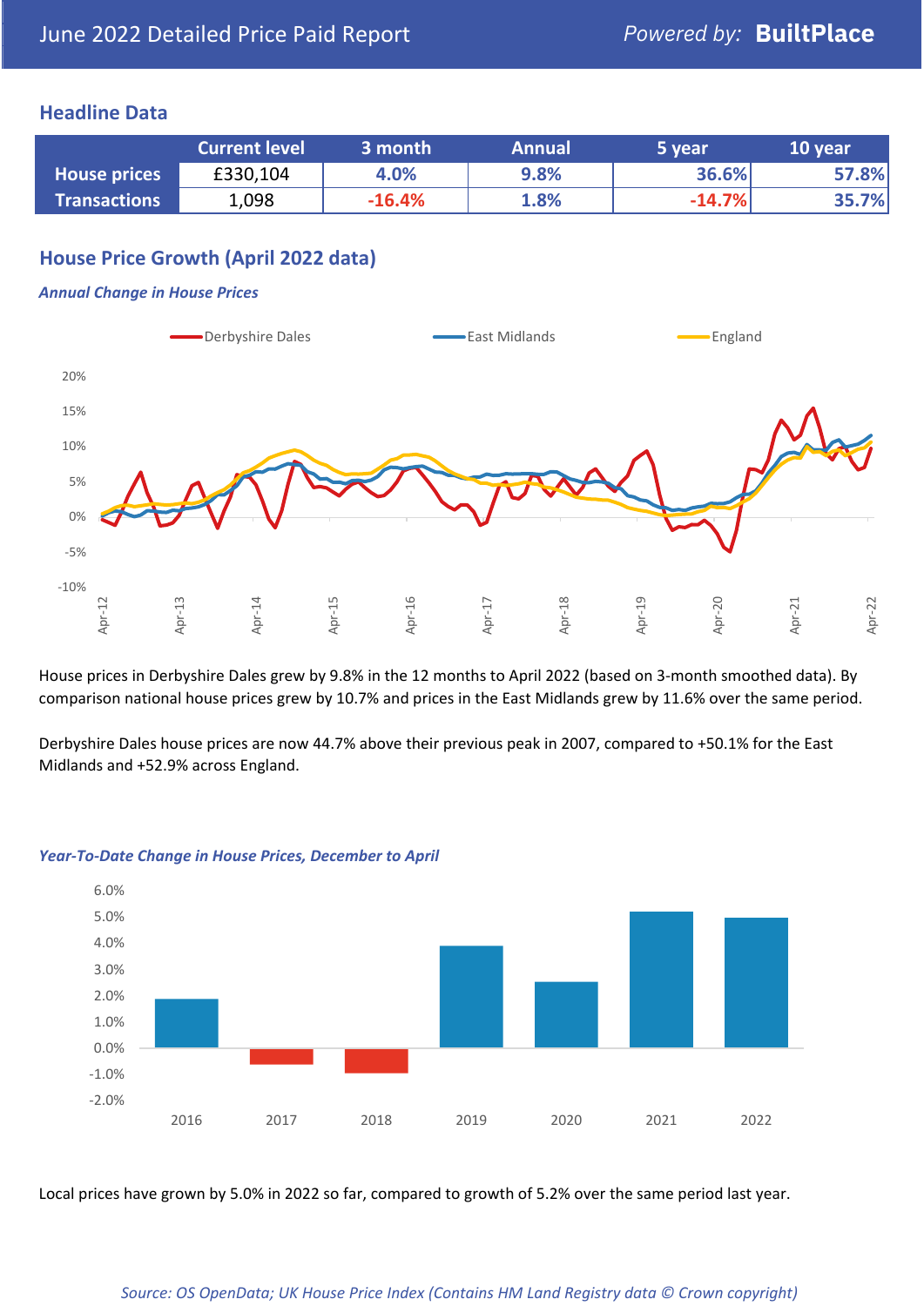# June 2022 Detailed Price Paid Report

Powered by: **BuiltPlace**

## Headline Data

| | Current level | 3 month | Annual | 5 year | 10 year |
|---|---|---|---|---|---|
| **House prices** | £330,104 | 4.0% | 9.8% | 36.6% | 57.8% |
| **Transactions** | 1,098 | -16.4% | 1.8% | -14.7% | 35.7% |

## House Price Growth (April 2022 data)

### *Annual Change in House Prices*

House prices in Derbyshire Dales grew by 9.8% in the 12 months to April 2022 (based on 3-month smoothed data). By comparison national house prices grew by 10.7% and prices in the East Midlands grew by 11.6% over the same period.

Derbyshire Dales house prices are now 44.7% above their previous peak in 2007, compared to +50.1% for the East Midlands and +52.9% across England.

### *Year-To-Date Change in House Prices, December to April*

Local prices have grown by 5.0% in 2022 so far, compared to growth of 5.2% over the same period last year.

*Source: OS OpenData; UK House Price Index (Contains HM Land Registry data © Crown copyright)*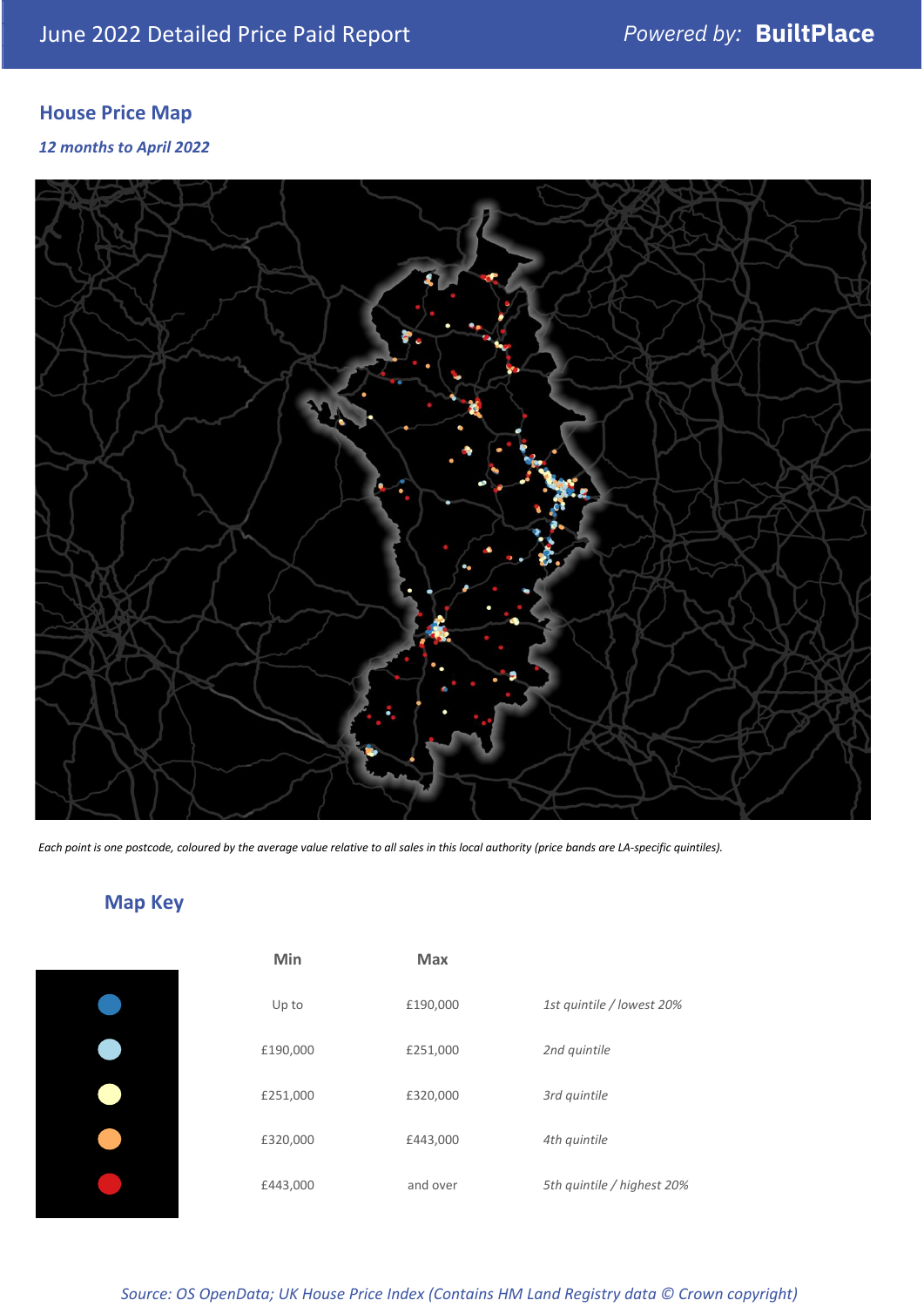# June 2022 Detailed Price Paid Report

Powered by: **BuiltPlace**

## House Price Map

*12 months to April 2022*

*Each point is one postcode, coloured by the average value relative to all sales in this local authority (price bands are LA-specific quintiles).*

## Map Key

| Min | Max | |
|---|---|---|
| Up to | £190,000 | *1st quintile / lowest 20%* |
| £190,000 | £251,000 | *2nd quintile* |
| £251,000 | £320,000 | *3rd quintile* |
| £320,000 | £443,000 | *4th quintile* |
| £443,000 | and over | *5th quintile / highest 20%* |

*Source: OS OpenData; UK House Price Index (Contains HM Land Registry data © Crown copyright)*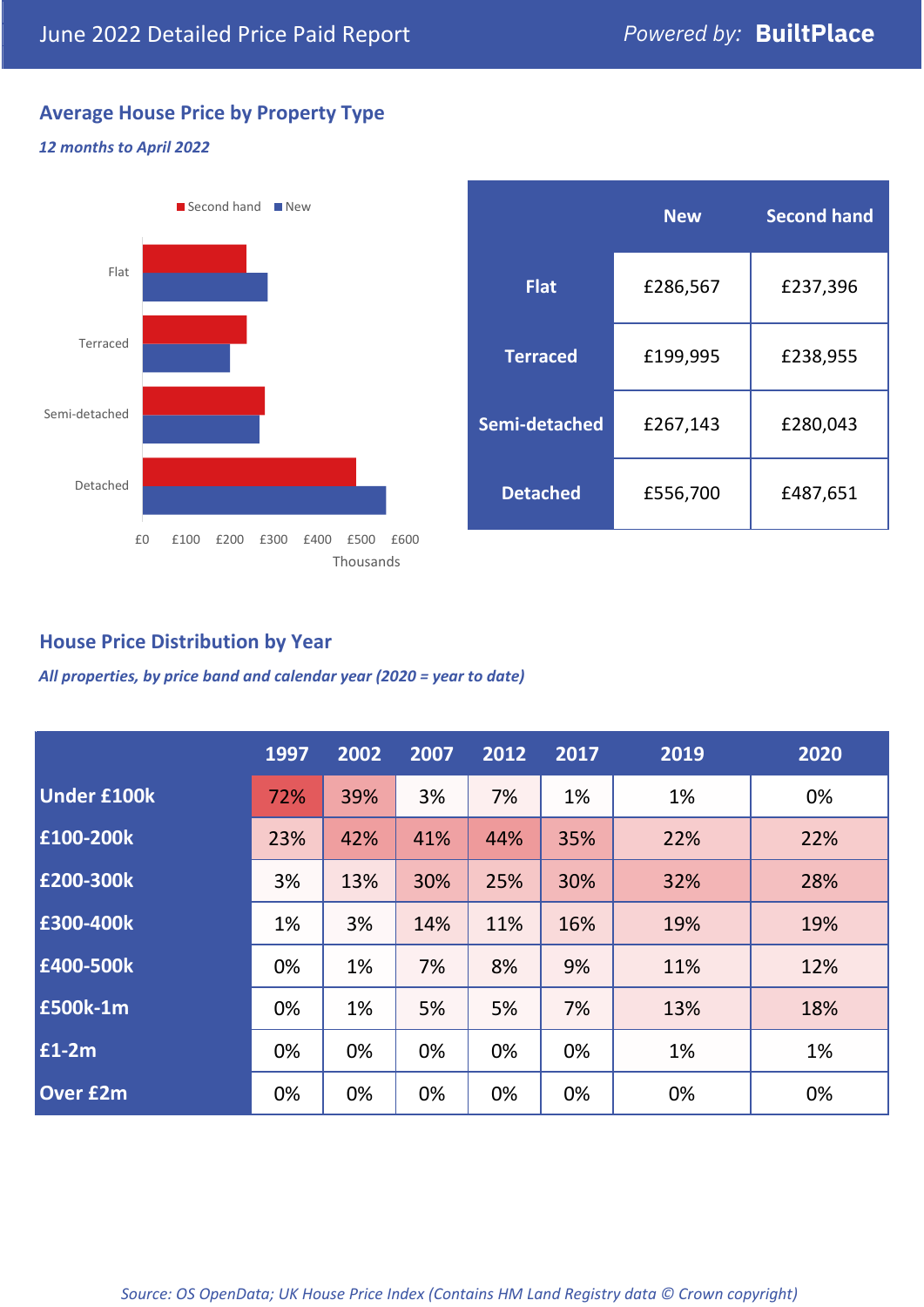# June 2022 Detailed Price Paid Report

*Powered by:* **BuiltPlace**

## Average House Price by Property Type

***12 months to April 2022***

| | New | Second hand |
|---|---|---|
| **Flat** | £286,567 | £237,396 |
| **Terraced** | £199,995 | £238,955 |
| **Semi-detached** | £267,143 | £280,043 |
| **Detached** | £556,700 | £487,651 |

## House Price Distribution by Year

***All properties, by price band and calendar year (2020 = year to date)***

| | 1997 | 2002 | 2007 | 2012 | 2017 | 2019 | 2020 |
|---|---|---|---|---|---|---|---|
| **Under £100k** | 72% | 39% | 3% | 7% | 1% | 1% | 0% |
| **£100-200k** | 23% | 42% | 41% | 44% | 35% | 22% | 22% |
| **£200-300k** | 3% | 13% | 30% | 25% | 30% | 32% | 28% |
| **£300-400k** | 1% | 3% | 14% | 11% | 16% | 19% | 19% |
| **£400-500k** | 0% | 1% | 7% | 8% | 9% | 11% | 12% |
| **£500k-1m** | 0% | 1% | 5% | 5% | 7% | 13% | 18% |
| **£1-2m** | 0% | 0% | 0% | 0% | 0% | 1% | 1% |
| **Over £2m** | 0% | 0% | 0% | 0% | 0% | 0% | 0% |

*Source: OS OpenData; UK House Price Index (Contains HM Land Registry data © Crown copyright)*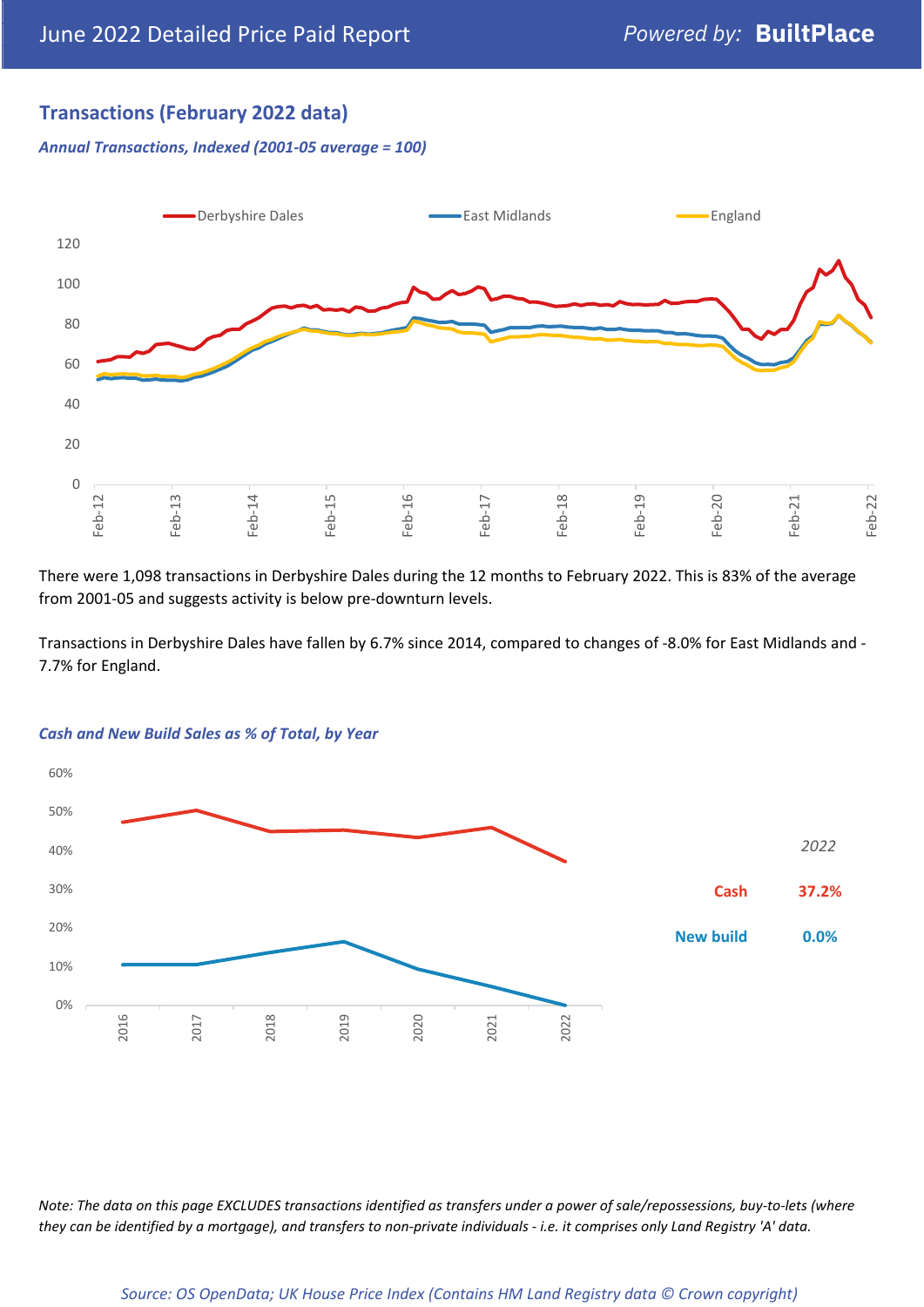## Transactions (February 2022 data)

*Annual Transactions, Indexed (2001-05 average = 100)*

There were 1,098 transactions in Derbyshire Dales during the 12 months to February 2022. This is 83% of the average from 2001-05 and suggests activity is below pre-downturn levels.

Transactions in Derbyshire Dales have fallen by 6.7% since 2014, compared to changes of -8.0% for East Midlands and -7.7% for England.

*Cash and New Build Sales as % of Total, by Year*

| 2022 | |
|---|---|
| Cash | 37.2% |
| New build | 0.0% |

*Note: The data on this page EXCLUDES transactions identified as transfers under a power of sale/repossessions, buy-to-lets (where they can be identified by a mortgage), and transfers to non-private individuals - i.e. it comprises only Land Registry 'A' data.*

*Source: OS OpenData; UK House Price Index (Contains HM Land Registry data © Crown copyright)*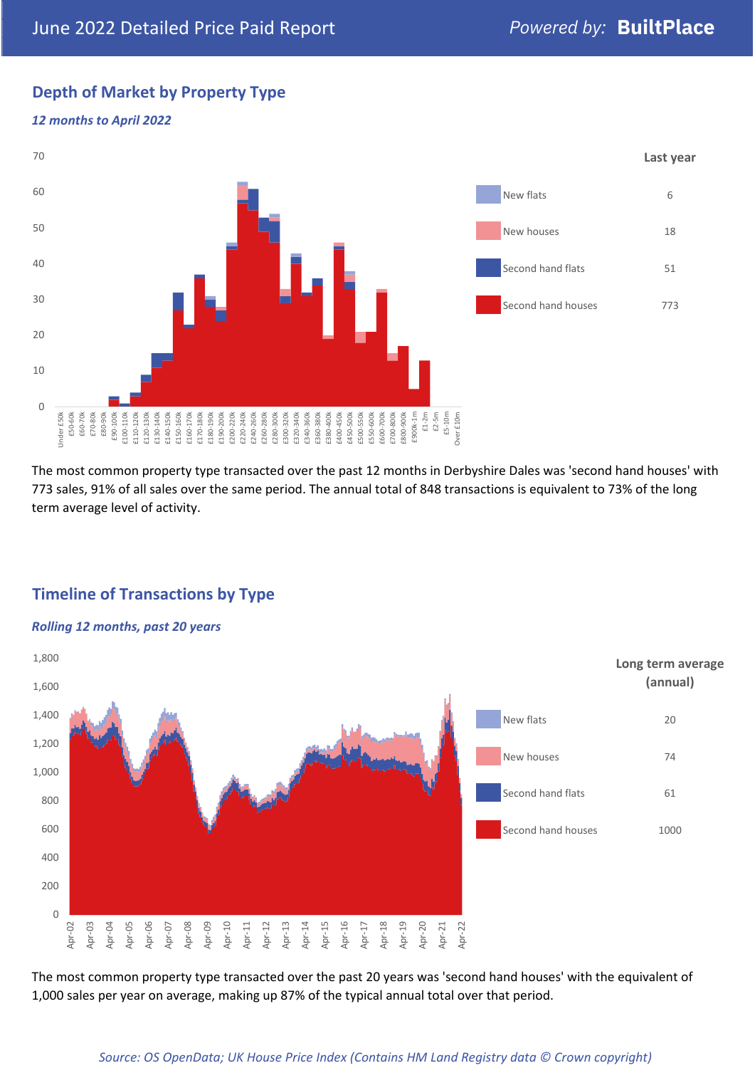June 2022 Detailed Price Paid Report

*Powered by:* **BuiltPlace**

## Depth of Market by Property Type

***12 months to April 2022***

70
60
50
40
30
20
10
0

Under £50k, £50-60k, £60-70k, £70-80k, £80-90k, £90-100k, £100-110k, £110-120k, £120-130k, £130-140k, £140-150k, £150-160k, £160-170k, £170-180k, £180-190k, £190-200k, £200-220k, £220-240k, £240-260k, £260-280k, £280-300k, £300-320k, £320-340k, £340-360k, £360-380k, £380-400k, £400-450k, £450-500k, £500-550k, £550-600k, £600-700k, £700-800k, £800-900k, £900k-1m, £1-2m, £2-5m, £5-10m, Over £10m

**Last year**

New flats 6

New houses 18

Second hand flats 51

Second hand houses 773

The most common property type transacted over the past 12 months in Derbyshire Dales was 'second hand houses' with 773 sales, 91% of all sales over the same period. The annual total of 848 transactions is equivalent to 73% of the long term average level of activity.

## Timeline of Transactions by Type

***Rolling 12 months, past 20 years***

1,800
1,600
1,400
1,200
1,000
800
600
400
200
0

Apr-02, Apr-03, Apr-04, Apr-05, Apr-06, Apr-07, Apr-08, Apr-09, Apr-10, Apr-11, Apr-12, Apr-13, Apr-14, Apr-15, Apr-16, Apr-17, Apr-18, Apr-19, Apr-20, Apr-21, Apr-22

**Long term average (annual)**

New flats 20

New houses 74

Second hand flats 61

Second hand houses 1000

The most common property type transacted over the past 20 years was 'second hand houses' with the equivalent of 1,000 sales per year on average, making up 87% of the typical annual total over that period.

*Source: OS OpenData; UK House Price Index (Contains HM Land Registry data © Crown copyright)*